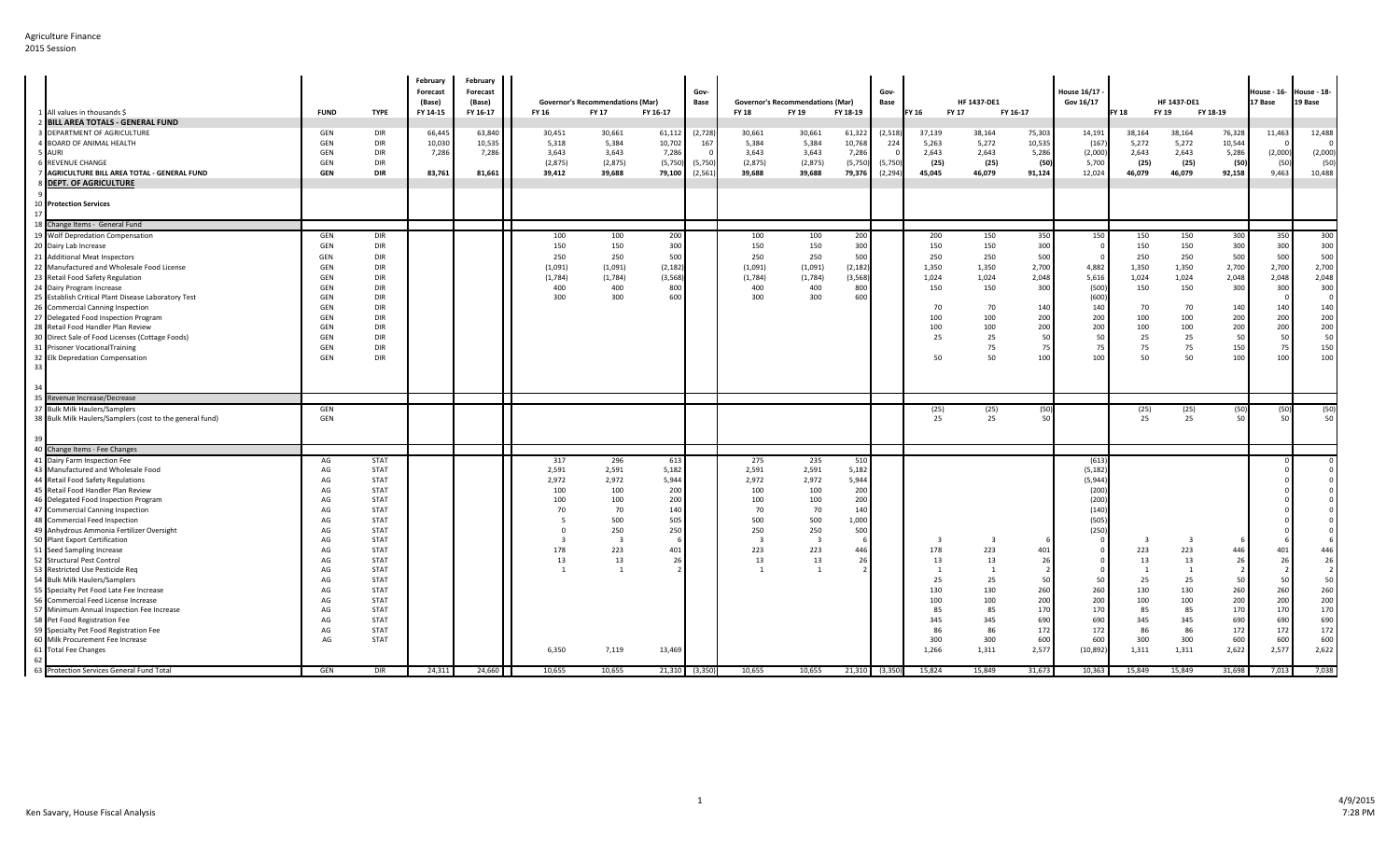# Agriculture Finance
2015 Session

| | | FUND | TYPE | February Forecast (Base) FY 14-15 | February Forecast (Base) FY 16-17 | Governor's Recommendations (Mar) FY 16 | FY 17 | FY 16-17 | Gov-Base | Governor's Recommendations (Mar) FY 18 | FY 19 | FY 18-19 | Gov-Base | HF 1437-DE1 FY 16 | FY 17 | FY 16-17 | House 16/17 - Gov 16/17 | HF 1437-DE1 FY 18 | FY 19 | FY 18-19 | House - 16-17 Base | House - 18-19 Base |
|---|---|---|---|---|---|---|---|---|---|---|---|---|---|---|---|---|---|---|---|---|---|---|
| 1 | All values in thousands $ | | | | | | | | | | | | | | | | | | | | | |
| 2 | **BILL AREA TOTALS - GENERAL FUND** | | | | | | | | | | | | | | | | | | | | | |
| 3 | DEPARTMENT OF AGRICULTURE | GEN | DIR | 66,445 | 63,840 | 30,451 | 30,661 | 61,112 | (2,728) | 30,661 | 30,661 | 61,322 | (2,518) | 37,139 | 38,164 | 75,303 | 14,191 | 38,164 | 38,164 | 76,328 | 11,463 | 12,488 |
| 4 | BOARD OF ANIMAL HEALTH | GEN | DIR | 10,030 | 10,535 | 5,318 | 5,384 | 10,702 | 167 | 5,384 | 5,384 | 10,768 | 224 | 5,263 | 5,272 | 10,535 | (167) | 5,272 | 5,272 | 10,544 | 0 | 0 |
| 5 | AURI | GEN | DIR | 7,286 | 7,286 | 3,643 | 3,643 | 7,286 | 0 | 3,643 | 3,643 | 7,286 | 0 | 2,643 | 2,643 | 5,286 | (2,000) | 2,643 | 2,643 | 5,286 | (2,000) | (2,000) |
| 6 | REVENUE CHANGE | GEN | DIR | | | (2,875) | (2,875) | (5,750) | (5,750) | (2,875) | (2,875) | (5,750) | (5,750) | (25) | (25) | (50) | 5,700 | (25) | (25) | (50) | (50) | (50) |
| 7 | **AGRICULTURE BILL AREA TOTAL - GENERAL FUND** | **GEN** | **DIR** | **83,761** | **81,661** | **39,412** | **39,688** | **79,100** | (2,561) | **39,688** | **39,688** | **79,376** | (2,294) | **45,045** | **46,079** | **91,124** | 12,024 | **46,079** | **46,079** | **92,158** | 9,463 | 10,488 |
| 8 | **DEPT. OF AGRICULTURE** | | | | | | | | | | | | | | | | | | | | | |
| 9 | | | | | | | | | | | | | | | | | | | | | | |
| 10 | **Protection Services** | | | | | | | | | | | | | | | | | | | | | |
| 17 | | | | | | | | | | | | | | | | | | | | | | |
| 18 | Change Items - General Fund | | | | | | | | | | | | | | | | | | | | | |
| 19 | Wolf Depredation Compensation | GEN | DIR | | | 100 | 100 | 200 | | 100 | 100 | 200 | | 200 | 150 | 350 | 150 | 150 | 150 | 300 | 350 | 300 |
| 20 | Dairy Lab Increase | GEN | DIR | | | 150 | 150 | 300 | | 150 | 150 | 300 | | 150 | 150 | 300 | 0 | 150 | 150 | 300 | 300 | 300 |
| 21 | Additional Meat Inspectors | GEN | DIR | | | 250 | 250 | 500 | | 250 | 250 | 500 | | 250 | 250 | 500 | 0 | 250 | 250 | 500 | 500 | 500 |
| 22 | Manufactured and Wholesale Food License | GEN | DIR | | | (1,091) | (1,091) | (2,182) | | (1,091) | (1,091) | (2,182) | | 1,350 | 1,350 | 2,700 | 4,882 | 1,350 | 1,350 | 2,700 | 2,700 | 2,700 |
| 23 | Retail Food Safety Regulation | GEN | DIR | | | (1,784) | (1,784) | (3,568) | | (1,784) | (1,784) | (3,568) | | 1,024 | 1,024 | 2,048 | 5,616 | 1,024 | 1,024 | 2,048 | 2,048 | 2,048 |
| 24 | Dairy Program Increase | GEN | DIR | | | 400 | 400 | 800 | | 400 | 400 | 800 | | 150 | 150 | 300 | (500) | 150 | 150 | 300 | 300 | 300 |
| 25 | Establish Critical Plant Disease Laboratory Test | GEN | DIR | | | 300 | 300 | 600 | | 300 | 300 | 600 | | | | | (600) | | | | 0 | 0 |
| 26 | Commercial Canning Inspection | GEN | DIR | | | | | | | | | | | 70 | 70 | 140 | 140 | 70 | 70 | 140 | 140 | 140 |
| 27 | Delegated Food Inspection Program | GEN | DIR | | | | | | | | | | | 100 | 100 | 200 | 200 | 100 | 100 | 200 | 200 | 200 |
| 28 | Retail Food Handler Plan Review | GEN | DIR | | | | | | | | | | | 100 | 100 | 200 | 200 | 100 | 100 | 200 | 200 | 200 |
| 30 | Direct Sale of Food Licenses (Cottage Foods) | GEN | DIR | | | | | | | | | | | 25 | 25 | 50 | 50 | 25 | 25 | 50 | 50 | 50 |
| 31 | Prisoner VocationalTraining | GEN | DIR | | | | | | | | | | | | 75 | 75 | 75 | 75 | 75 | 150 | 75 | 150 |
| 32 | Elk Depredation Compensation | GEN | DIR | | | | | | | | | | | 50 | 50 | 100 | 100 | 50 | 50 | 100 | 100 | 100 |
| 33 | | | | | | | | | | | | | | | | | | | | | | |
| 34 | | | | | | | | | | | | | | | | | | | | | | |
| 35 | Revenue Increase/Decrease | | | | | | | | | | | | | | | | | | | | | |
| 37 | Bulk Milk Haulers/Samplers | GEN | | | | | | | | | | | | (25) | (25) | (50) | | (25) | (25) | (50) | (50) | (50) |
| 38 | Bulk Milk Haulers/Samplers (cost to the general fund) | GEN | | | | | | | | | | | | 25 | 25 | 50 | | 25 | 25 | 50 | 50 | 50 |
| 39 | | | | | | | | | | | | | | | | | | | | | | |
| 40 | Change Items - Fee Changes | | | | | | | | | | | | | | | | | | | | | |
| 41 | Dairy Farm Inspection Fee | AG | STAT | | | 317 | 296 | 613 | | 275 | 235 | 510 | | | | | (613) | | | | 0 | 0 |
| 43 | Manufactured and Wholesale Food | AG | STAT | | | 2,591 | 2,591 | 5,182 | | 2,591 | 2,591 | 5,182 | | | | | (5,182) | | | | 0 | 0 |
| 44 | Retail Food Safety Regulations | AG | STAT | | | 2,972 | 2,972 | 5,944 | | 2,972 | 2,972 | 5,944 | | | | | (5,944) | | | | 0 | 0 |
| 45 | Retail Food Handler Plan Review | AG | STAT | | | 100 | 100 | 200 | | 100 | 100 | 200 | | | | | (200) | | | | 0 | 0 |
| 46 | Delegated Food Inspection Program | AG | STAT | | | 100 | 100 | 200 | | 100 | 100 | 200 | | | | | (200) | | | | 0 | 0 |
| 47 | Commercial Canning Inspection | AG | STAT | | | 70 | 70 | 140 | | 70 | 70 | 140 | | | | | (140) | | | | 0 | 0 |
| 48 | Commercial Feed Inspection | AG | STAT | | | 5 | 500 | 505 | | 500 | 500 | 1,000 | | | | | (505) | | | | 0 | 0 |
| 49 | Anhydrous Ammonia Fertilizer Oversight | AG | STAT | | | 0 | 250 | 250 | | 250 | 250 | 500 | | | | | (250) | | | | 0 | 0 |
| 50 | Plant Export Certification | AG | STAT | | | 3 | 3 | 6 | | 3 | 3 | 6 | | 3 | 3 | 6 | 0 | 3 | 3 | 6 | 6 | 6 |
| 51 | Seed Sampling Increase | AG | STAT | | | 178 | 223 | 401 | | 223 | 223 | 446 | | 178 | 223 | 401 | 0 | 223 | 223 | 446 | 401 | 446 |
| 52 | Structural Pest Control | AG | STAT | | | 13 | 13 | 26 | | 13 | 13 | 26 | | 13 | 13 | 26 | 0 | 13 | 13 | 26 | 26 | 26 |
| 53 | Restricted Use Pesticide Req | AG | STAT | | | 1 | 1 | 2 | | 1 | 1 | 2 | | 1 | 1 | 2 | 0 | 1 | 1 | 2 | 2 | 2 |
| 54 | Bulk Milk Haulers/Samplers | AG | STAT | | | | | | | | | | | 25 | 25 | 50 | 50 | 25 | 25 | 50 | 50 | 50 |
| 55 | Specialty Pet Food Late Fee Increase | AG | STAT | | | | | | | | | | | 130 | 130 | 260 | 260 | 130 | 130 | 260 | 260 | 260 |
| 56 | Commercial Feed License Increase | AG | STAT | | | | | | | | | | | 100 | 100 | 200 | 200 | 100 | 100 | 200 | 200 | 200 |
| 57 | Minimum Annual Inspection Fee Increase | AG | STAT | | | | | | | | | | | 85 | 85 | 170 | 170 | 85 | 85 | 170 | 170 | 170 |
| 58 | Pet Food Registration Fee | AG | STAT | | | | | | | | | | | 345 | 345 | 690 | 690 | 345 | 345 | 690 | 690 | 690 |
| 59 | Specialty Pet Food Registration Fee | AG | STAT | | | | | | | | | | | 86 | 86 | 172 | 172 | 86 | 86 | 172 | 172 | 172 |
| 60 | Milk Procurement Fee Increase | AG | STAT | | | | | | | | | | | 300 | 300 | 600 | 600 | 300 | 300 | 600 | 600 | 600 |
| 61 | Total Fee Changes | | | | | 6,350 | 7,119 | 13,469 | | | | | | 1,266 | 1,311 | 2,577 | (10,892) | 1,311 | 1,311 | 2,622 | 2,577 | 2,622 |
| 62 | | | | | | | | | | | | | | | | | | | | | | |
| 63 | Protection Services General Fund Total | GEN | DIR | 24,311 | 24,660 | 10,655 | 10,655 | 21,310 | (3,350) | 10,655 | 10,655 | 21,310 | (3,350) | 15,824 | 15,849 | 31,673 | 10,363 | 15,849 | 15,849 | 31,698 | 7,013 | 7,038 |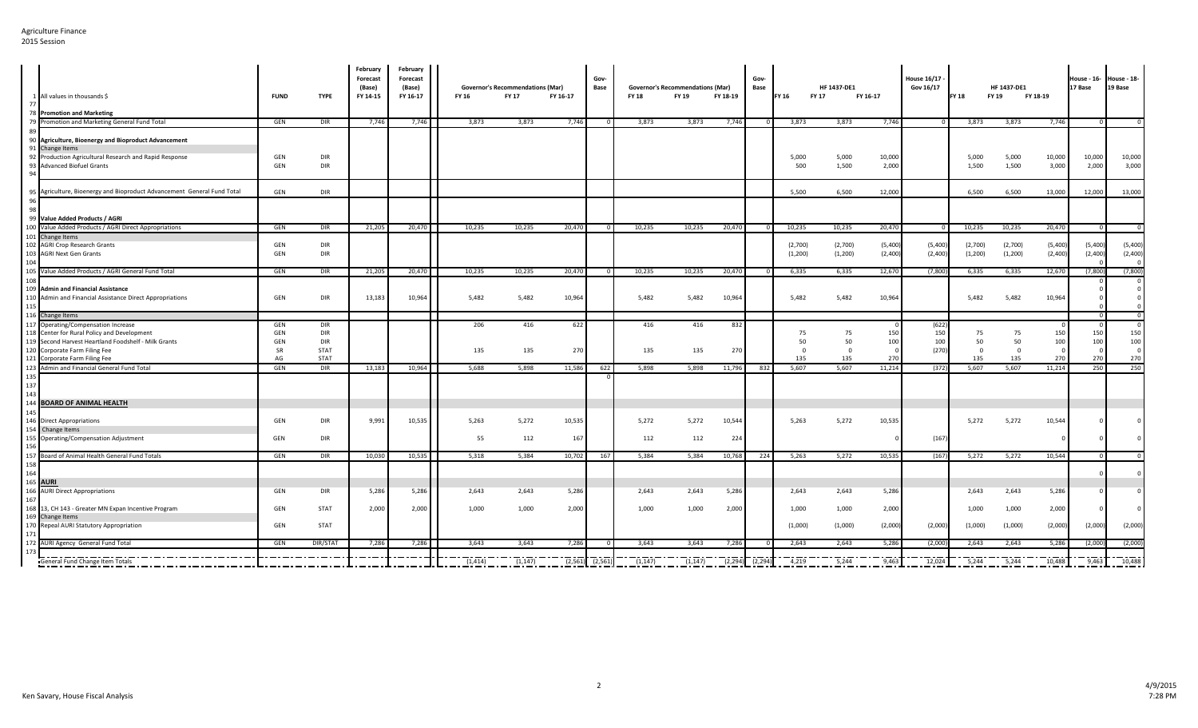| # | All values in thousands $ | FUND | TYPE | February Forecast (Base) FY 14-15 | February Forecast (Base) FY 16-17 | Governor's Recommendations (Mar) FY 16 | FY 17 | FY 16-17 | Gov-Base | Governor's Recommendations (Mar) FY 18 | FY 19 | FY 18-19 | Gov-Base | HF 1437-DE1 FY 16 | FY 17 | FY 16-17 | House 16/17 - Gov 16/17 | HF 1437-DE1 FY 18 | FY 19 | FY 18-19 | House - 16-17 Base | House - 18-19 Base |
|---|---|---|---|---|---|---|---|---|---|---|---|---|---|---|---|---|---|---|---|---|---|---|
| 77 | | | | | | | | | | | | | | | | | | | | | | |
| 78 | **Promotion and Marketing** | | | | | | | | | | | | | | | | | | | | | |
| 79 | Promotion and Marketing General Fund Total | GEN | DIR | 7,746 | 7,746 | 3,873 | 3,873 | 7,746 | 0 | 3,873 | 3,873 | 7,746 | 0 | 3,873 | 3,873 | 7,746 | 0 | 3,873 | 3,873 | 7,746 | 0 | 0 |
| 89 | | | | | | | | | | | | | | | | | | | | | | |
| 90 | **Agriculture, Bioenergy and Bioproduct Advancement** | | | | | | | | | | | | | | | | | | | | | |
| 91 | Change Items | | | | | | | | | | | | | | | | | | | | | |
| 92 | Production Agricultural Research and Rapid Response | GEN | DIR | | | | | | | | | | | 5,000 | 5,000 | 10,000 | | 5,000 | 5,000 | 10,000 | 10,000 | 10,000 |
| 93 | Advanced Biofuel Grants | GEN | DIR | | | | | | | | | | | 500 | 1,500 | 2,000 | | 1,500 | 1,500 | 3,000 | 2,000 | 3,000 |
| 94 | | | | | | | | | | | | | | | | | | | | | | |
| 95 | Agriculture, Bioenergy and Bioproduct Advancement General Fund Total | GEN | DIR | | | | | | | | | | | 5,500 | 6,500 | 12,000 | | 6,500 | 6,500 | 13,000 | 12,000 | 13,000 |
| 96 | | | | | | | | | | | | | | | | | | | | | | |
| 98 | | | | | | | | | | | | | | | | | | | | | | |
| 99 | **Value Added Products / AGRI** | | | | | | | | | | | | | | | | | | | | | |
| 100 | Value Added Products / AGRI Direct Appropriations | GEN | DIR | 21,205 | 20,470 | 10,235 | 10,235 | 20,470 | 0 | 10,235 | 10,235 | 20,470 | 0 | 10,235 | 10,235 | 20,470 | 0 | 10,235 | 10,235 | 20,470 | 0 | 0 |
| 101 | Change Items | | | | | | | | | | | | | | | | | | | | | |
| 102 | AGRI Crop Research Grants | GEN | DIR | | | | | | | | | | | (2,700) | (2,700) | (5,400) | (5,400) | (2,700) | (2,700) | (5,400) | (5,400) | (5,400) |
| 103 | AGRI Next Gen Grants | GEN | DIR | | | | | | | | | | | (1,200) | (1,200) | (2,400) | (2,400) | (1,200) | (1,200) | (2,400) | (2,400) | (2,400) |
| 104 | | | | | | | | | | | | | | | | | | | | | | 0 |
| 105 | Value Added Products / AGRI General Fund Total | GEN | DIR | 21,205 | 20,470 | 10,235 | 10,235 | 20,470 | 0 | 10,235 | 10,235 | 20,470 | 0 | 6,335 | 6,335 | 12,670 | (7,800) | 6,335 | 6,335 | 12,670 | (7,800) | (7,800) |
| 108 | | | | | | | | | | | | | | | | | | | | | 0 | 0 |
| 109 | **Admin and Financial Assistance** | | | | | | | | | | | | | | | | | | | | 0 | 0 |
| 110 | Admin and Financial Assistance Direct Appropriations | GEN | DIR | 13,183 | 10,964 | 5,482 | 5,482 | 10,964 | | 5,482 | 5,482 | 10,964 | | 5,482 | 5,482 | 10,964 | | 5,482 | 5,482 | 10,964 | 0 | 0 |
| 115 | | | | | | | | | | | | | | | | | | | | | 0 | 0 |
| 116 | Change Items | | | | | | | | | | | | | | | | | | | | 0 | 0 |
| 117 | Operating/Compensation Increase | GEN | DIR | | | 206 | 416 | 622 | | 416 | 416 | 832 | | | | 0 | (622) | | | 0 | 0 | 0 |
| 118 | Center for Rural Policy and Development | GEN | DIR | | | | | | | | | | | 75 | 75 | 150 | 150 | 75 | 75 | 150 | 150 | 150 |
| 119 | Second Harvest Heartland Foodshelf - Milk Grants | GEN | DIR | | | | | | | | | | | 50 | 50 | 100 | 100 | 50 | 50 | 100 | 100 | 100 |
| 120 | Corporate Farm Filing Fee | SR | STAT | | | 135 | 135 | 270 | | 135 | 135 | 270 | | 0 | 0 | 0 | (270) | 0 | 0 | 0 | 0 | 0 |
| 121 | Corporate Farm Filing Fee | AG | STAT | | | | | | | | | | | 135 | 135 | 270 | | 135 | 135 | 270 | 270 | 270 |
| 123 | Admin and Financial General Fund Total | GEN | DIR | 13,183 | 10,964 | 5,688 | 5,898 | 11,586 | 622 | 5,898 | 5,898 | 11,796 | 832 | 5,607 | 5,607 | 11,214 | (372) | 5,607 | 5,607 | 11,214 | 250 | 250 |
| 135 | | | | | | | | | 0 | | | | | | | | | | | | | |
| 137 | | | | | | | | | | | | | | | | | | | | | | |
| 143 | | | | | | | | | | | | | | | | | | | | | | |
| 144 | **BOARD OF ANIMAL HEALTH** | | | | | | | | | | | | | | | | | | | | | |
| 145 | | | | | | | | | | | | | | | | | | | | | | |
| 146 | Direct Appropriations | GEN | DIR | 9,991 | 10,535 | 5,263 | 5,272 | 10,535 | | 5,272 | 5,272 | 10,544 | | 5,263 | 5,272 | 10,535 | | 5,272 | 5,272 | 10,544 | 0 | 0 |
| 154 | Change Items | | | | | | | | | | | | | | | | | | | | | |
| 155 | Operating/Compensation Adjustment | GEN | DIR | | | 55 | 112 | 167 | | 112 | 112 | 224 | | | | 0 | (167) | | | 0 | 0 | 0 |
| 156 | | | | | | | | | | | | | | | | | | | | | | |
| 157 | Board of Animal Health General Fund Totals | GEN | DIR | 10,030 | 10,535 | 5,318 | 5,384 | 10,702 | 167 | 5,384 | 5,384 | 10,768 | 224 | 5,263 | 5,272 | 10,535 | (167) | 5,272 | 5,272 | 10,544 | 0 | 0 |
| 158 | | | | | | | | | | | | | | | | | | | | | | |
| 164 | | | | | | | | | | | | | | | | | | | | | 0 | 0 |
| 165 | **AURI** | | | | | | | | | | | | | | | | | | | | | |
| 166 | AURI Direct Appropriations | GEN | DIR | 5,286 | 5,286 | 2,643 | 2,643 | 5,286 | | 2,643 | 2,643 | 5,286 | | 2,643 | 2,643 | 5,286 | | 2,643 | 2,643 | 5,286 | 0 | 0 |
| 167 | | | | | | | | | | | | | | | | | | | | | | |
| 168 | 13, CH 143 - Greater MN Expan Incentive Program | GEN | STAT | 2,000 | 2,000 | 1,000 | 1,000 | 2,000 | | 1,000 | 1,000 | 2,000 | | 1,000 | 1,000 | 2,000 | | 1,000 | 1,000 | 2,000 | 0 | 0 |
| 169 | Change Items | | | | | | | | | | | | | | | | | | | | | |
| 170 | Repeal AURI Statutory Appropriation | GEN | STAT | | | | | | | | | | | (1,000) | (1,000) | (2,000) | (2,000) | (1,000) | (1,000) | (2,000) | (2,000) | (2,000) |
| 171 | | | | | | | | | | | | | | | | | | | | | | |
| 172 | AURI Agency General Fund Total | GEN | DIR/STAT | 7,286 | 7,286 | 3,643 | 3,643 | 7,286 | 0 | 3,643 | 3,643 | 7,286 | 0 | 2,643 | 2,643 | 5,286 | (2,000) | 2,643 | 2,643 | 5,286 | (2,000) | (2,000) |
| 173 | | | | | | | | | | | | | | | | | | | | | | |
| | General Fund Change Item Totals | | | | | (1,414) | (1,147) | (2,561) | (2,561) | (1,147) | (1,147) | (2,294) | (2,294) | 4,219 | 5,244 | 9,463 | 12,024 | 5,244 | 5,244 | 10,488 | 9,463 | 10,488 |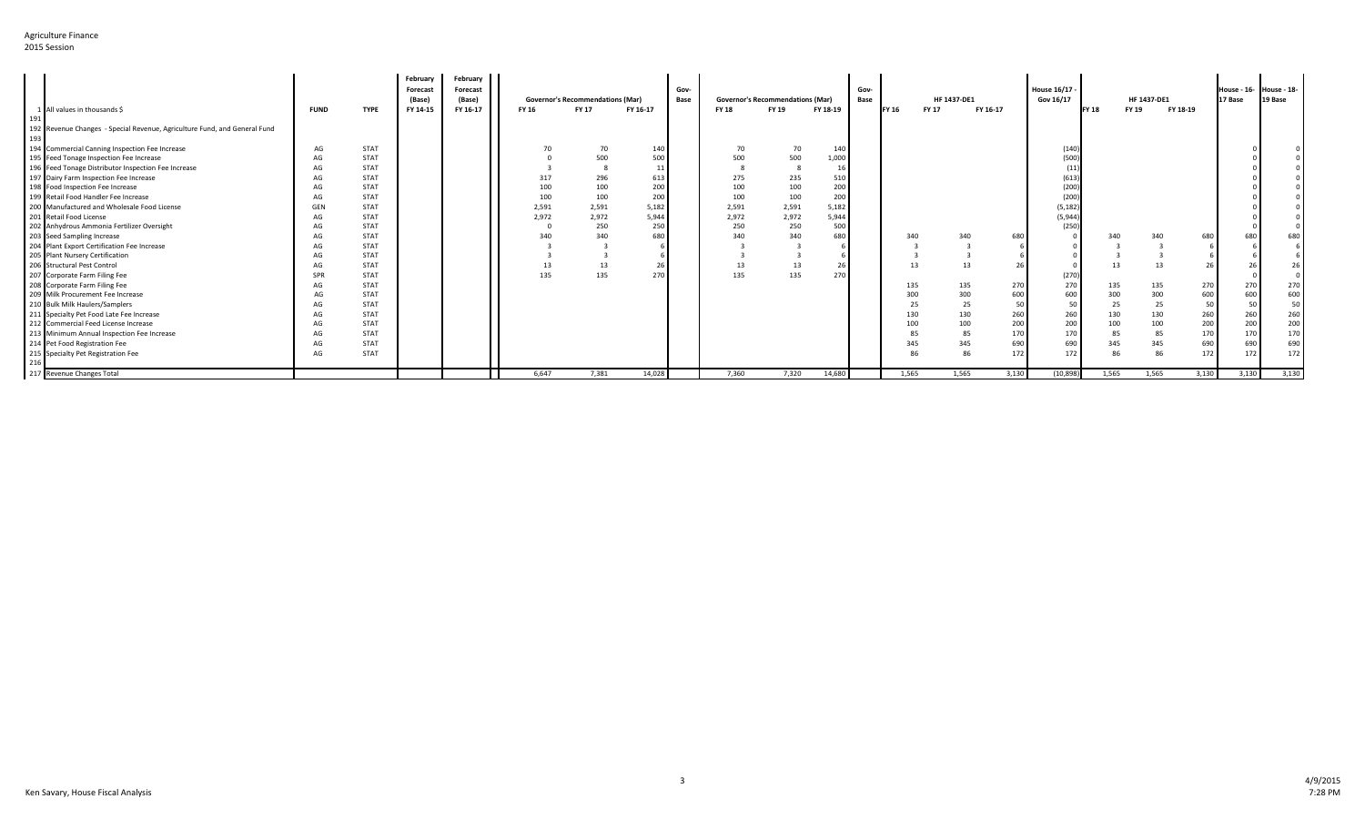| | | | | February Forecast (Base) | February Forecast (Base) | Governor's Recommendations (Mar) | | | Gov-Base | Governor's Recommendations (Mar) | | | Gov-Base | HF 1437-DE1 | | | House 16/17 - Gov 16/17 | HF 1437-DE1 | | | House - 16-17 Base | House - 18-19 Base |
|---|---|---|---|---|---|---|---|---|---|---|---|---|---|---|---|---|---|---|---|---|---|---|
| 1 | All values in thousands $ | FUND | TYPE | FY 14-15 | FY 16-17 | FY 16 | FY 17 | FY 16-17 | | FY 18 | FY 19 | FY 18-19 | | FY 16 | FY 17 | FY 16-17 | | FY 18 | FY 19 | FY 18-19 | | |
| 191 | | | | | | | | | | | | | | | | | | | | | | |
| 192 | Revenue Changes - Special Revenue, Agriculture Fund, and General Fund | | | | | | | | | | | | | | | | | | | | | |
| 193 | | | | | | | | | | | | | | | | | | | | | | |
| 194 | Commercial Canning Inspection Fee Increase | AG | STAT | | | 70 | 70 | 140 | | 70 | 70 | 140 | | | | | (140) | | | | 0 | 0 |
| 195 | Feed Tonage Inspection Fee Increase | AG | STAT | | | 0 | 500 | 500 | | 500 | 500 | 1,000 | | | | | (500) | | | | 0 | 0 |
| 196 | Feed Tonage Distributor Inspection Fee Increase | AG | STAT | | | 3 | 8 | 11 | | 8 | 8 | 16 | | | | | (11) | | | | 0 | 0 |
| 197 | Dairy Farm Inspection Fee Increase | AG | STAT | | | 317 | 296 | 613 | | 275 | 235 | 510 | | | | | (613) | | | | 0 | 0 |
| 198 | Food Inspection Fee Increase | AG | STAT | | | 100 | 100 | 200 | | 100 | 100 | 200 | | | | | (200) | | | | 0 | 0 |
| 199 | Retail Food Handler Fee Increase | AG | STAT | | | 100 | 100 | 200 | | 100 | 100 | 200 | | | | | (200) | | | | 0 | 0 |
| 200 | Manufactured and Wholesale Food License | GEN | STAT | | | 2,591 | 2,591 | 5,182 | | 2,591 | 2,591 | 5,182 | | | | | (5,182) | | | | 0 | 0 |
| 201 | Retail Food License | AG | STAT | | | 2,972 | 2,972 | 5,944 | | 2,972 | 2,972 | 5,944 | | | | | (5,944) | | | | 0 | 0 |
| 202 | Anhydrous Ammonia Fertilizer Oversight | AG | STAT | | | 0 | 250 | 250 | | 250 | 250 | 500 | | | | | (250) | | | | 0 | 0 |
| 203 | Seed Sampling Increase | AG | STAT | | | 340 | 340 | 680 | | 340 | 340 | 680 | | 340 | 340 | 680 | 0 | 340 | 340 | 680 | 680 | 680 |
| 204 | Plant Export Certification Fee Increase | AG | STAT | | | 3 | 3 | 6 | | 3 | 3 | 6 | | 3 | 3 | 6 | 0 | 3 | 3 | 6 | 6 | 6 |
| 205 | Plant Nursery Certification | AG | STAT | | | 3 | 3 | 6 | | 3 | 3 | 6 | | 3 | 3 | 6 | 0 | 3 | 3 | 6 | 6 | 6 |
| 206 | Structural Pest Control | AG | STAT | | | 13 | 13 | 26 | | 13 | 13 | 26 | | 13 | 13 | 26 | 0 | 13 | 13 | 26 | 26 | 26 |
| 207 | Corporate Farm Filing Fee | SPR | STAT | | | 135 | 135 | 270 | | 135 | 135 | 270 | | | | | (270) | | | | 0 | 0 |
| 208 | Corporate Farm Filing Fee | AG | STAT | | | | | | | | | | | 135 | 135 | 270 | 270 | 135 | 135 | 270 | 270 | 270 |
| 209 | Milk Procurement Fee Increase | AG | STAT | | | | | | | | | | | 300 | 300 | 600 | 600 | 300 | 300 | 600 | 600 | 600 |
| 210 | Bulk Milk Haulers/Samplers | AG | STAT | | | | | | | | | | | 25 | 25 | 50 | 50 | 25 | 25 | 50 | 50 | 50 |
| 211 | Specialty Pet Food Late Fee Increase | AG | STAT | | | | | | | | | | | 130 | 130 | 260 | 260 | 130 | 130 | 260 | 260 | 260 |
| 212 | Commercial Feed License Increase | AG | STAT | | | | | | | | | | | 100 | 100 | 200 | 200 | 100 | 100 | 200 | 200 | 200 |
| 213 | Minimum Annual Inspection Fee Increase | AG | STAT | | | | | | | | | | | 85 | 85 | 170 | 170 | 85 | 85 | 170 | 170 | 170 |
| 214 | Pet Food Registration Fee | AG | STAT | | | | | | | | | | | 345 | 345 | 690 | 690 | 345 | 345 | 690 | 690 | 690 |
| 215 | Specialty Pet Registration Fee | AG | STAT | | | | | | | | | | | 86 | 86 | 172 | 172 | 86 | 86 | 172 | 172 | 172 |
| 216 | | | | | | | | | | | | | | | | | | | | | | |
| 217 | Revenue Changes Total | | | | | 6,647 | 7,381 | 14,028 | | 7,360 | 7,320 | 14,680 | | 1,565 | 1,565 | 3,130 | (10,898) | 1,565 | 1,565 | 3,130 | 3,130 | 3,130 |